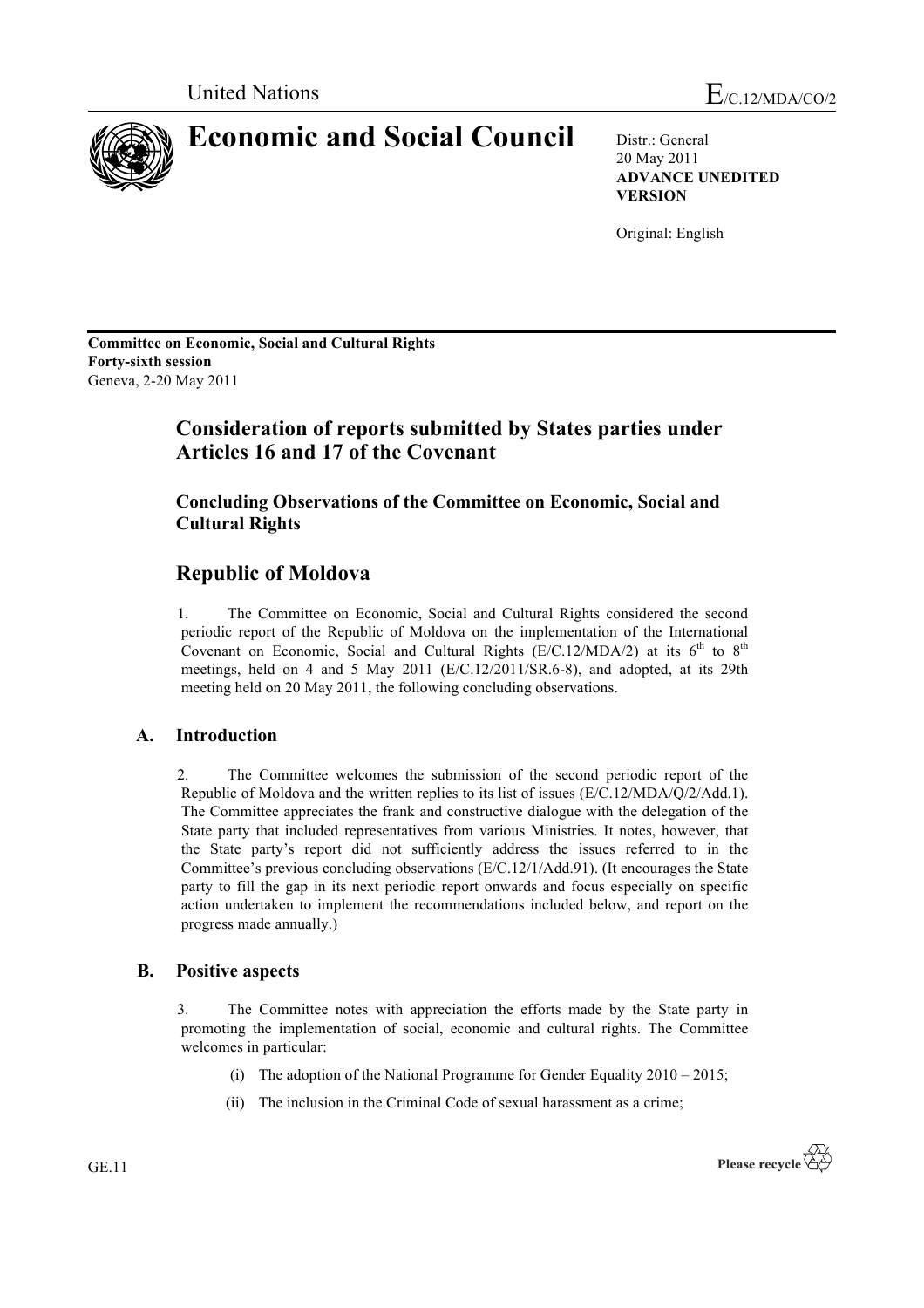United Nations

E/C.12/MDA/CO/2

# Economic and Social Council

Distr.: General
20 May 2011
**ADVANCE UNEDITED VERSION**

Original: English

**Committee on Economic, Social and Cultural Rights**
**Forty-sixth session**
Geneva, 2-20 May 2011

## Consideration of reports submitted by States parties under Articles 16 and 17 of the Covenant

### Concluding Observations of the Committee on Economic, Social and Cultural Rights

## Republic of Moldova

1. The Committee on Economic, Social and Cultural Rights considered the second periodic report of the Republic of Moldova on the implementation of the International Covenant on Economic, Social and Cultural Rights (E/C.12/MDA/2) at its 6th to 8th meetings, held on 4 and 5 May 2011 (E/C.12/2011/SR.6-8), and adopted, at its 29th meeting held on 20 May 2011, the following concluding observations.

## A. Introduction

2. The Committee welcomes the submission of the second periodic report of the Republic of Moldova and the written replies to its list of issues (E/C.12/MDA/Q/2/Add.1). The Committee appreciates the frank and constructive dialogue with the delegation of the State party that included representatives from various Ministries. It notes, however, that the State party's report did not sufficiently address the issues referred to in the Committee's previous concluding observations (E/C.12/1/Add.91). (It encourages the State party to fill the gap in its next periodic report onwards and focus especially on specific action undertaken to implement the recommendations included below, and report on the progress made annually.)

## B. Positive aspects

3. The Committee notes with appreciation the efforts made by the State party in promoting the implementation of social, economic and cultural rights. The Committee welcomes in particular:

(i) The adoption of the National Programme for Gender Equality 2010 – 2015;

(ii) The inclusion in the Criminal Code of sexual harassment as a crime;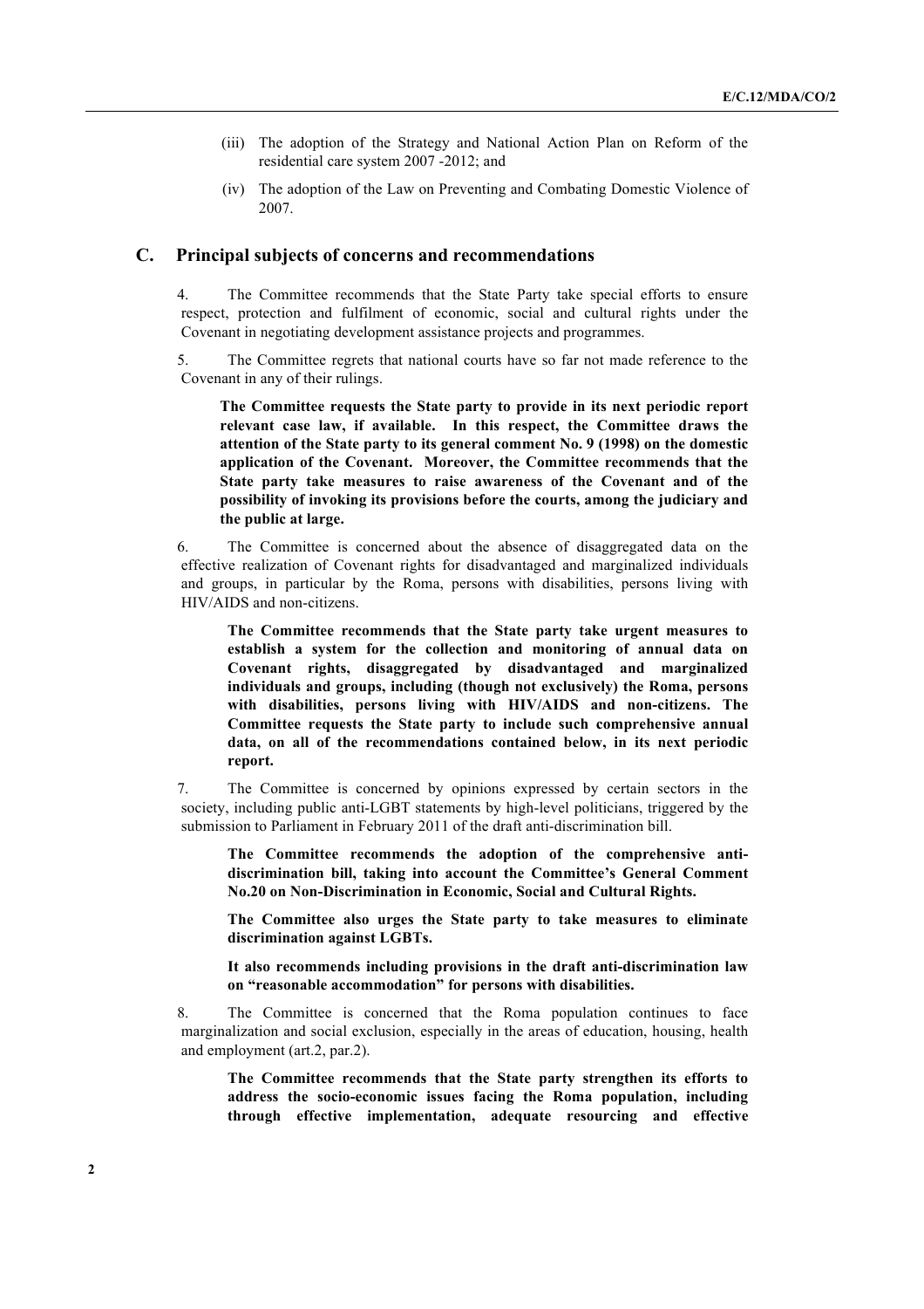(iii) The adoption of the Strategy and National Action Plan on Reform of the residential care system 2007 -2012; and

(iv) The adoption of the Law on Preventing and Combating Domestic Violence of 2007.

## C. Principal subjects of concerns and recommendations

4. The Committee recommends that the State Party take special efforts to ensure respect, protection and fulfilment of economic, social and cultural rights under the Covenant in negotiating development assistance projects and programmes.

5. The Committee regrets that national courts have so far not made reference to the Covenant in any of their rulings.

**The Committee requests the State party to provide in its next periodic report relevant case law, if available. In this respect, the Committee draws the attention of the State party to its general comment No. 9 (1998) on the domestic application of the Covenant. Moreover, the Committee recommends that the State party take measures to raise awareness of the Covenant and of the possibility of invoking its provisions before the courts, among the judiciary and the public at large.**

6. The Committee is concerned about the absence of disaggregated data on the effective realization of Covenant rights for disadvantaged and marginalized individuals and groups, in particular by the Roma, persons with disabilities, persons living with HIV/AIDS and non-citizens.

**The Committee recommends that the State party take urgent measures to establish a system for the collection and monitoring of annual data on Covenant rights, disaggregated by disadvantaged and marginalized individuals and groups, including (though not exclusively) the Roma, persons with disabilities, persons living with HIV/AIDS and non-citizens. The Committee requests the State party to include such comprehensive annual data, on all of the recommendations contained below, in its next periodic report.**

7. The Committee is concerned by opinions expressed by certain sectors in the society, including public anti-LGBT statements by high-level politicians, triggered by the submission to Parliament in February 2011 of the draft anti-discrimination bill.

**The Committee recommends the adoption of the comprehensive anti-discrimination bill, taking into account the Committee's General Comment No.20 on Non-Discrimination in Economic, Social and Cultural Rights.**

**The Committee also urges the State party to take measures to eliminate discrimination against LGBTs.**

**It also recommends including provisions in the draft anti-discrimination law on "reasonable accommodation" for persons with disabilities.**

8. The Committee is concerned that the Roma population continues to face marginalization and social exclusion, especially in the areas of education, housing, health and employment (art.2, par.2).

**The Committee recommends that the State party strengthen its efforts to address the socio-economic issues facing the Roma population, including through effective implementation, adequate resourcing and effective**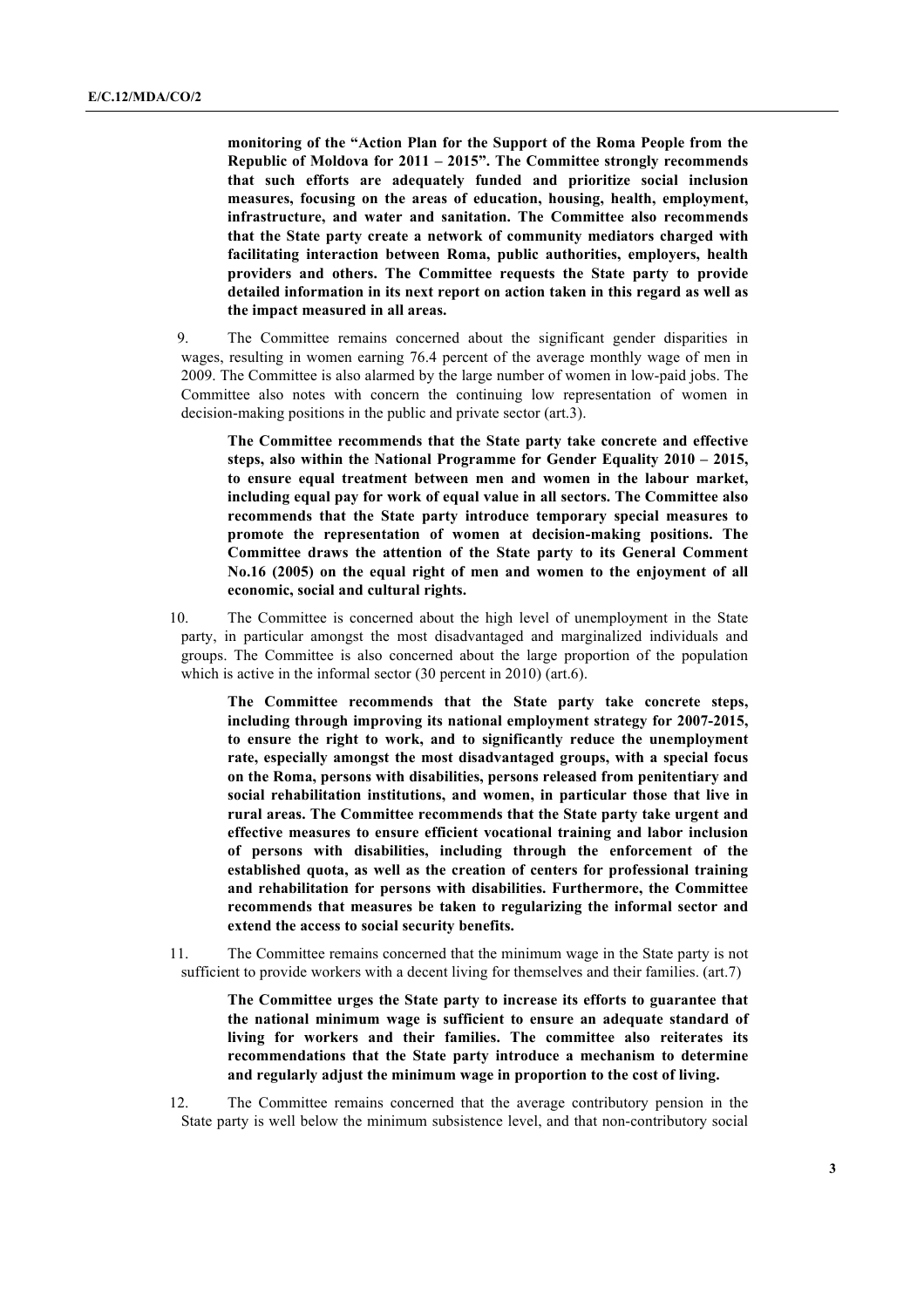**monitoring of the "Action Plan for the Support of the Roma People from the Republic of Moldova for 2011 – 2015". The Committee strongly recommends that such efforts are adequately funded and prioritize social inclusion measures, focusing on the areas of education, housing, health, employment, infrastructure, and water and sanitation. The Committee also recommends that the State party create a network of community mediators charged with facilitating interaction between Roma, public authorities, employers, health providers and others. The Committee requests the State party to provide detailed information in its next report on action taken in this regard as well as the impact measured in all areas.**

9. The Committee remains concerned about the significant gender disparities in wages, resulting in women earning 76.4 percent of the average monthly wage of men in 2009. The Committee is also alarmed by the large number of women in low-paid jobs. The Committee also notes with concern the continuing low representation of women in decision-making positions in the public and private sector (art.3).

**The Committee recommends that the State party take concrete and effective steps, also within the National Programme for Gender Equality 2010 – 2015, to ensure equal treatment between men and women in the labour market, including equal pay for work of equal value in all sectors. The Committee also recommends that the State party introduce temporary special measures to promote the representation of women at decision-making positions. The Committee draws the attention of the State party to its General Comment No.16 (2005) on the equal right of men and women to the enjoyment of all economic, social and cultural rights.**

10. The Committee is concerned about the high level of unemployment in the State party, in particular amongst the most disadvantaged and marginalized individuals and groups. The Committee is also concerned about the large proportion of the population which is active in the informal sector (30 percent in 2010) (art.6).

**The Committee recommends that the State party take concrete steps, including through improving its national employment strategy for 2007-2015, to ensure the right to work, and to significantly reduce the unemployment rate, especially amongst the most disadvantaged groups, with a special focus on the Roma, persons with disabilities, persons released from penitentiary and social rehabilitation institutions, and women, in particular those that live in rural areas. The Committee recommends that the State party take urgent and effective measures to ensure efficient vocational training and labor inclusion of persons with disabilities, including through the enforcement of the established quota, as well as the creation of centers for professional training and rehabilitation for persons with disabilities. Furthermore, the Committee recommends that measures be taken to regularizing the informal sector and extend the access to social security benefits.**

11. The Committee remains concerned that the minimum wage in the State party is not sufficient to provide workers with a decent living for themselves and their families. (art.7)

**The Committee urges the State party to increase its efforts to guarantee that the national minimum wage is sufficient to ensure an adequate standard of living for workers and their families. The committee also reiterates its recommendations that the State party introduce a mechanism to determine and regularly adjust the minimum wage in proportion to the cost of living.**

12. The Committee remains concerned that the average contributory pension in the State party is well below the minimum subsistence level, and that non-contributory social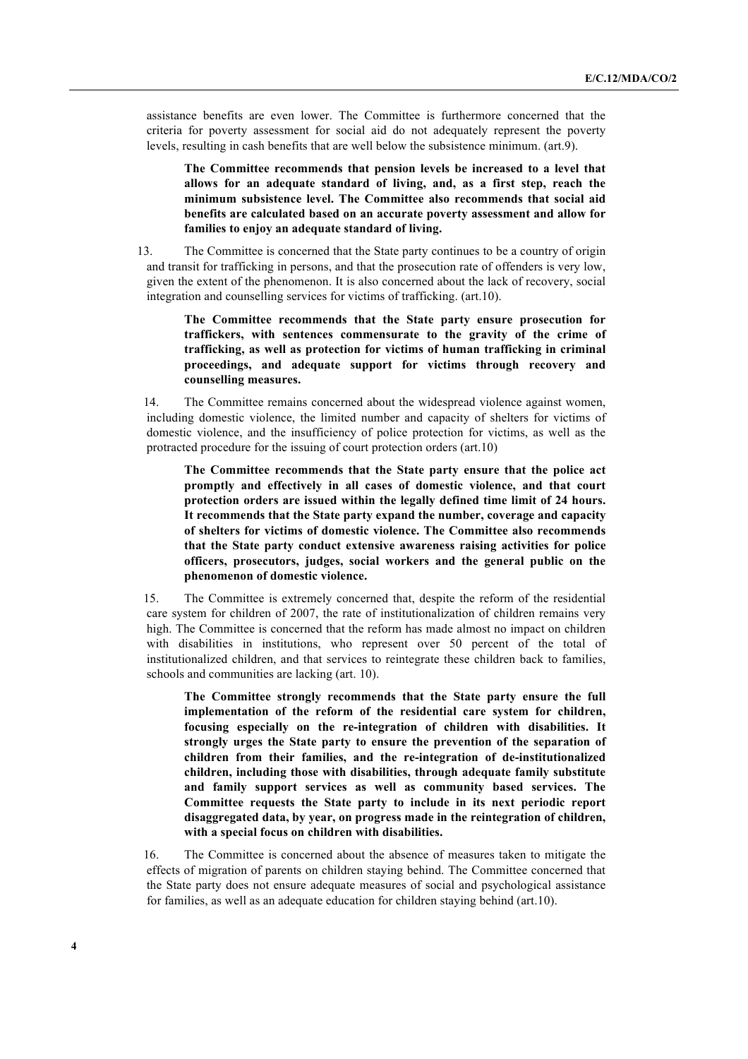assistance benefits are even lower. The Committee is furthermore concerned that the criteria for poverty assessment for social aid do not adequately represent the poverty levels, resulting in cash benefits that are well below the subsistence minimum. (art.9).

**The Committee recommends that pension levels be increased to a level that allows for an adequate standard of living, and, as a first step, reach the minimum subsistence level. The Committee also recommends that social aid benefits are calculated based on an accurate poverty assessment and allow for families to enjoy an adequate standard of living.**

13. The Committee is concerned that the State party continues to be a country of origin and transit for trafficking in persons, and that the prosecution rate of offenders is very low, given the extent of the phenomenon. It is also concerned about the lack of recovery, social integration and counselling services for victims of trafficking. (art.10).

**The Committee recommends that the State party ensure prosecution for traffickers, with sentences commensurate to the gravity of the crime of trafficking, as well as protection for victims of human trafficking in criminal proceedings, and adequate support for victims through recovery and counselling measures.**

14. The Committee remains concerned about the widespread violence against women, including domestic violence, the limited number and capacity of shelters for victims of domestic violence, and the insufficiency of police protection for victims, as well as the protracted procedure for the issuing of court protection orders (art.10)

**The Committee recommends that the State party ensure that the police act promptly and effectively in all cases of domestic violence, and that court protection orders are issued within the legally defined time limit of 24 hours. It recommends that the State party expand the number, coverage and capacity of shelters for victims of domestic violence. The Committee also recommends that the State party conduct extensive awareness raising activities for police officers, prosecutors, judges, social workers and the general public on the phenomenon of domestic violence.**

15. The Committee is extremely concerned that, despite the reform of the residential care system for children of 2007, the rate of institutionalization of children remains very high. The Committee is concerned that the reform has made almost no impact on children with disabilities in institutions, who represent over 50 percent of the total of institutionalized children, and that services to reintegrate these children back to families, schools and communities are lacking (art. 10).

**The Committee strongly recommends that the State party ensure the full implementation of the reform of the residential care system for children, focusing especially on the re-integration of children with disabilities. It strongly urges the State party to ensure the prevention of the separation of children from their families, and the re-integration of de-institutionalized children, including those with disabilities, through adequate family substitute and family support services as well as community based services. The Committee requests the State party to include in its next periodic report disaggregated data, by year, on progress made in the reintegration of children, with a special focus on children with disabilities.**

16. The Committee is concerned about the absence of measures taken to mitigate the effects of migration of parents on children staying behind. The Committee concerned that the State party does not ensure adequate measures of social and psychological assistance for families, as well as an adequate education for children staying behind (art.10).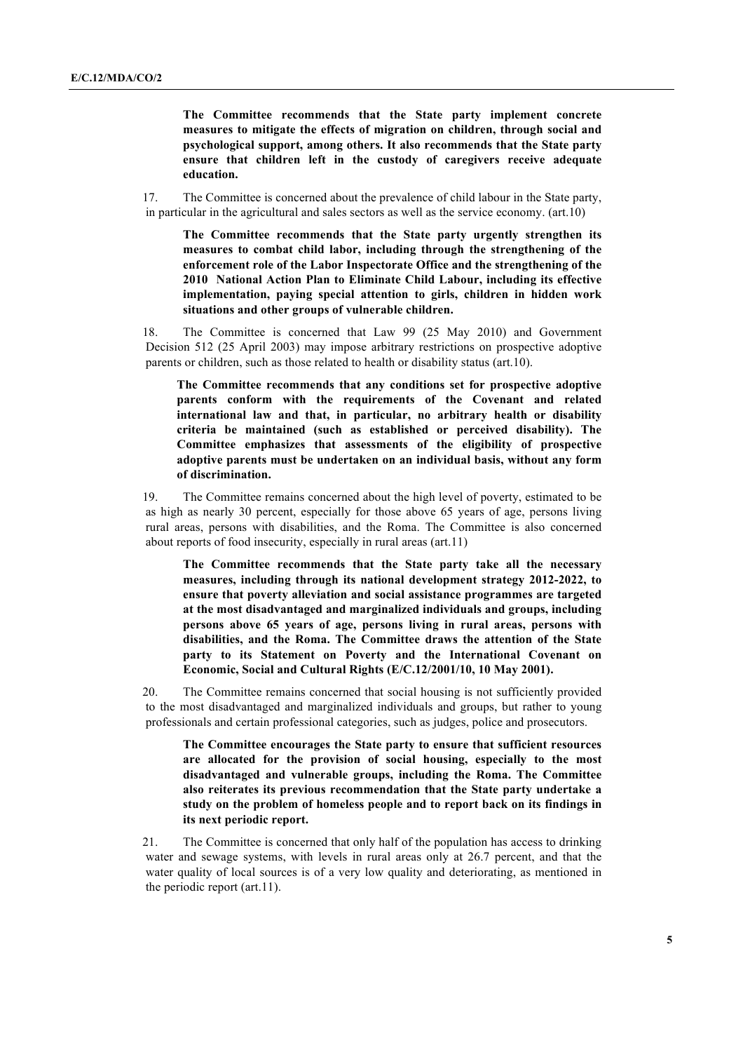**The Committee recommends that the State party implement concrete measures to mitigate the effects of migration on children, through social and psychological support, among others. It also recommends that the State party ensure that children left in the custody of caregivers receive adequate education.**

17. The Committee is concerned about the prevalence of child labour in the State party, in particular in the agricultural and sales sectors as well as the service economy. (art.10)

**The Committee recommends that the State party urgently strengthen its measures to combat child labor, including through the strengthening of the enforcement role of the Labor Inspectorate Office and the strengthening of the 2010 National Action Plan to Eliminate Child Labour, including its effective implementation, paying special attention to girls, children in hidden work situations and other groups of vulnerable children.**

18. The Committee is concerned that Law 99 (25 May 2010) and Government Decision 512 (25 April 2003) may impose arbitrary restrictions on prospective adoptive parents or children, such as those related to health or disability status (art.10).

**The Committee recommends that any conditions set for prospective adoptive parents conform with the requirements of the Covenant and related international law and that, in particular, no arbitrary health or disability criteria be maintained (such as established or perceived disability). The Committee emphasizes that assessments of the eligibility of prospective adoptive parents must be undertaken on an individual basis, without any form of discrimination.**

19. The Committee remains concerned about the high level of poverty, estimated to be as high as nearly 30 percent, especially for those above 65 years of age, persons living rural areas, persons with disabilities, and the Roma. The Committee is also concerned about reports of food insecurity, especially in rural areas (art.11)

**The Committee recommends that the State party take all the necessary measures, including through its national development strategy 2012-2022, to ensure that poverty alleviation and social assistance programmes are targeted at the most disadvantaged and marginalized individuals and groups, including persons above 65 years of age, persons living in rural areas, persons with disabilities, and the Roma. The Committee draws the attention of the State party to its Statement on Poverty and the International Covenant on Economic, Social and Cultural Rights (E/C.12/2001/10, 10 May 2001).**

20. The Committee remains concerned that social housing is not sufficiently provided to the most disadvantaged and marginalized individuals and groups, but rather to young professionals and certain professional categories, such as judges, police and prosecutors.

**The Committee encourages the State party to ensure that sufficient resources are allocated for the provision of social housing, especially to the most disadvantaged and vulnerable groups, including the Roma. The Committee also reiterates its previous recommendation that the State party undertake a study on the problem of homeless people and to report back on its findings in its next periodic report.**

21. The Committee is concerned that only half of the population has access to drinking water and sewage systems, with levels in rural areas only at 26.7 percent, and that the water quality of local sources is of a very low quality and deteriorating, as mentioned in the periodic report (art.11).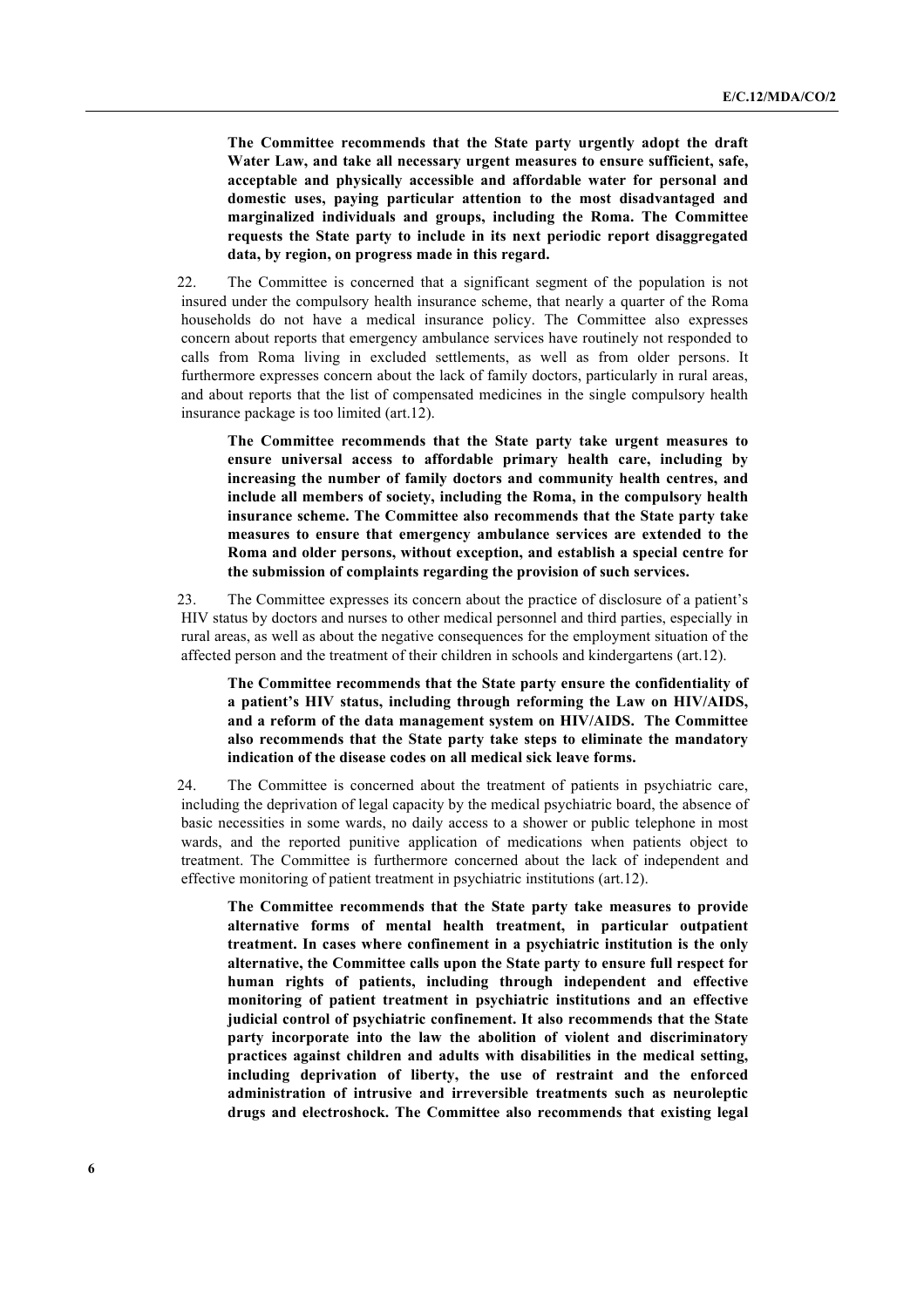**The Committee recommends that the State party urgently adopt the draft Water Law, and take all necessary urgent measures to ensure sufficient, safe, acceptable and physically accessible and affordable water for personal and domestic uses, paying particular attention to the most disadvantaged and marginalized individuals and groups, including the Roma. The Committee requests the State party to include in its next periodic report disaggregated data, by region, on progress made in this regard.**

22. The Committee is concerned that a significant segment of the population is not insured under the compulsory health insurance scheme, that nearly a quarter of the Roma households do not have a medical insurance policy. The Committee also expresses concern about reports that emergency ambulance services have routinely not responded to calls from Roma living in excluded settlements, as well as from older persons. It furthermore expresses concern about the lack of family doctors, particularly in rural areas, and about reports that the list of compensated medicines in the single compulsory health insurance package is too limited (art.12).

**The Committee recommends that the State party take urgent measures to ensure universal access to affordable primary health care, including by increasing the number of family doctors and community health centres, and include all members of society, including the Roma, in the compulsory health insurance scheme. The Committee also recommends that the State party take measures to ensure that emergency ambulance services are extended to the Roma and older persons, without exception, and establish a special centre for the submission of complaints regarding the provision of such services.**

23. The Committee expresses its concern about the practice of disclosure of a patient's HIV status by doctors and nurses to other medical personnel and third parties, especially in rural areas, as well as about the negative consequences for the employment situation of the affected person and the treatment of their children in schools and kindergartens (art.12).

**The Committee recommends that the State party ensure the confidentiality of a patient's HIV status, including through reforming the Law on HIV/AIDS, and a reform of the data management system on HIV/AIDS. The Committee also recommends that the State party take steps to eliminate the mandatory indication of the disease codes on all medical sick leave forms.**

24. The Committee is concerned about the treatment of patients in psychiatric care, including the deprivation of legal capacity by the medical psychiatric board, the absence of basic necessities in some wards, no daily access to a shower or public telephone in most wards, and the reported punitive application of medications when patients object to treatment. The Committee is furthermore concerned about the lack of independent and effective monitoring of patient treatment in psychiatric institutions (art.12).

**The Committee recommends that the State party take measures to provide alternative forms of mental health treatment, in particular outpatient treatment. In cases where confinement in a psychiatric institution is the only alternative, the Committee calls upon the State party to ensure full respect for human rights of patients, including through independent and effective monitoring of patient treatment in psychiatric institutions and an effective judicial control of psychiatric confinement. It also recommends that the State party incorporate into the law the abolition of violent and discriminatory practices against children and adults with disabilities in the medical setting, including deprivation of liberty, the use of restraint and the enforced administration of intrusive and irreversible treatments such as neuroleptic drugs and electroshock. The Committee also recommends that existing legal**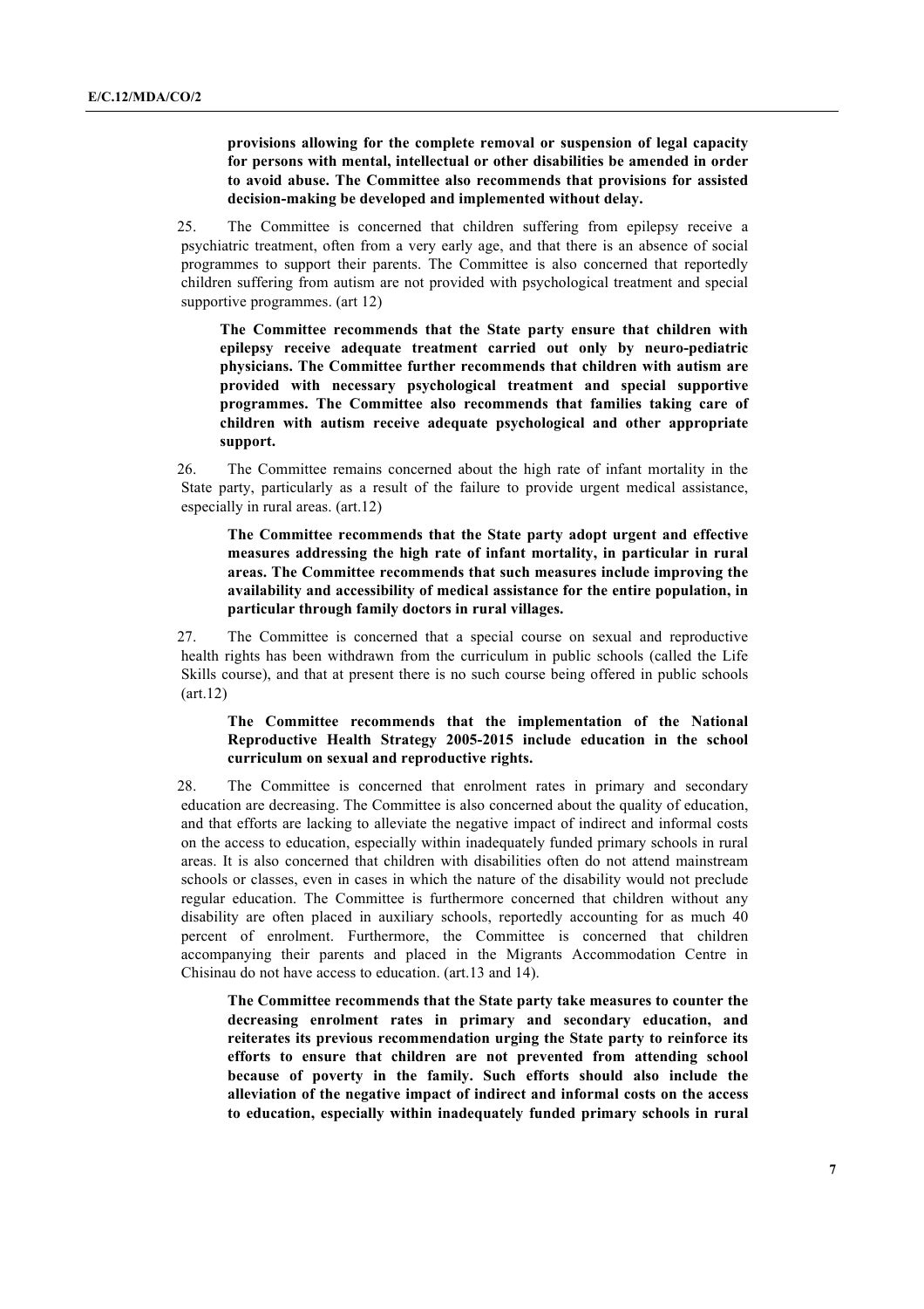**provisions allowing for the complete removal or suspension of legal capacity for persons with mental, intellectual or other disabilities be amended in order to avoid abuse. The Committee also recommends that provisions for assisted decision-making be developed and implemented without delay.**

25. The Committee is concerned that children suffering from epilepsy receive a psychiatric treatment, often from a very early age, and that there is an absence of social programmes to support their parents. The Committee is also concerned that reportedly children suffering from autism are not provided with psychological treatment and special supportive programmes. (art 12)

**The Committee recommends that the State party ensure that children with epilepsy receive adequate treatment carried out only by neuro-pediatric physicians. The Committee further recommends that children with autism are provided with necessary psychological treatment and special supportive programmes. The Committee also recommends that families taking care of children with autism receive adequate psychological and other appropriate support.**

26. The Committee remains concerned about the high rate of infant mortality in the State party, particularly as a result of the failure to provide urgent medical assistance, especially in rural areas. (art.12)

**The Committee recommends that the State party adopt urgent and effective measures addressing the high rate of infant mortality, in particular in rural areas. The Committee recommends that such measures include improving the availability and accessibility of medical assistance for the entire population, in particular through family doctors in rural villages.**

27. The Committee is concerned that a special course on sexual and reproductive health rights has been withdrawn from the curriculum in public schools (called the Life Skills course), and that at present there is no such course being offered in public schools (art.12)

**The Committee recommends that the implementation of the National Reproductive Health Strategy 2005-2015 include education in the school curriculum on sexual and reproductive rights.**

28. The Committee is concerned that enrolment rates in primary and secondary education are decreasing. The Committee is also concerned about the quality of education, and that efforts are lacking to alleviate the negative impact of indirect and informal costs on the access to education, especially within inadequately funded primary schools in rural areas. It is also concerned that children with disabilities often do not attend mainstream schools or classes, even in cases in which the nature of the disability would not preclude regular education. The Committee is furthermore concerned that children without any disability are often placed in auxiliary schools, reportedly accounting for as much 40 percent of enrolment. Furthermore, the Committee is concerned that children accompanying their parents and placed in the Migrants Accommodation Centre in Chisinau do not have access to education. (art.13 and 14).

**The Committee recommends that the State party take measures to counter the decreasing enrolment rates in primary and secondary education, and reiterates its previous recommendation urging the State party to reinforce its efforts to ensure that children are not prevented from attending school because of poverty in the family. Such efforts should also include the alleviation of the negative impact of indirect and informal costs on the access to education, especially within inadequately funded primary schools in rural**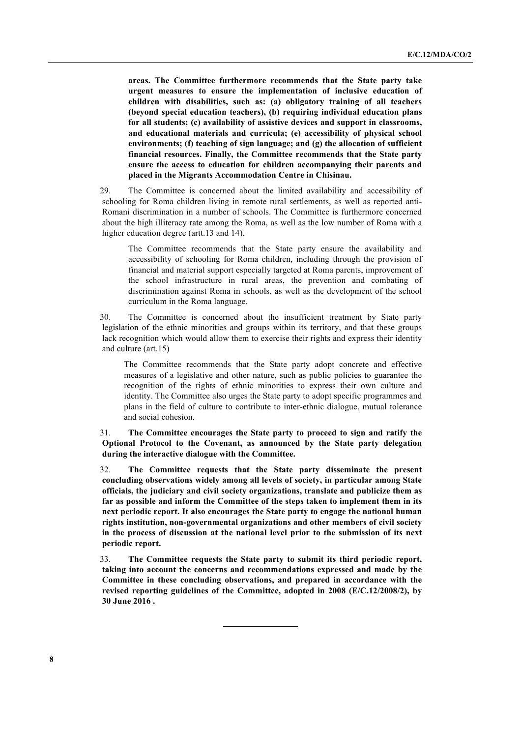**areas. The Committee furthermore recommends that the State party take urgent measures to ensure the implementation of inclusive education of children with disabilities, such as: (a) obligatory training of all teachers (beyond special education teachers), (b) requiring individual education plans for all students; (c) availability of assistive devices and support in classrooms, and educational materials and curricula; (e) accessibility of physical school environments; (f) teaching of sign language; and (g) the allocation of sufficient financial resources. Finally, the Committee recommends that the State party ensure the access to education for children accompanying their parents and placed in the Migrants Accommodation Centre in Chisinau.**

29. The Committee is concerned about the limited availability and accessibility of schooling for Roma children living in remote rural settlements, as well as reported anti-Romani discrimination in a number of schools. The Committee is furthermore concerned about the high illiteracy rate among the Roma, as well as the low number of Roma with a higher education degree (artt.13 and 14).

The Committee recommends that the State party ensure the availability and accessibility of schooling for Roma children, including through the provision of financial and material support especially targeted at Roma parents, improvement of the school infrastructure in rural areas, the prevention and combating of discrimination against Roma in schools, as well as the development of the school curriculum in the Roma language.

30. The Committee is concerned about the insufficient treatment by State party legislation of the ethnic minorities and groups within its territory, and that these groups lack recognition which would allow them to exercise their rights and express their identity and culture (art.15)

The Committee recommends that the State party adopt concrete and effective measures of a legislative and other nature, such as public policies to guarantee the recognition of the rights of ethnic minorities to express their own culture and identity. The Committee also urges the State party to adopt specific programmes and plans in the field of culture to contribute to inter-ethnic dialogue, mutual tolerance and social cohesion.

31. **The Committee encourages the State party to proceed to sign and ratify the Optional Protocol to the Covenant, as announced by the State party delegation during the interactive dialogue with the Committee.**

32. **The Committee requests that the State party disseminate the present concluding observations widely among all levels of society, in particular among State officials, the judiciary and civil society organizations, translate and publicize them as far as possible and inform the Committee of the steps taken to implement them in its next periodic report. It also encourages the State party to engage the national human rights institution, non-governmental organizations and other members of civil society in the process of discussion at the national level prior to the submission of its next periodic report.**

33. **The Committee requests the State party to submit its third periodic report, taking into account the concerns and recommendations expressed and made by the Committee in these concluding observations, and prepared in accordance with the revised reporting guidelines of the Committee, adopted in 2008 (E/C.12/2008/2), by 30 June 2016 .**